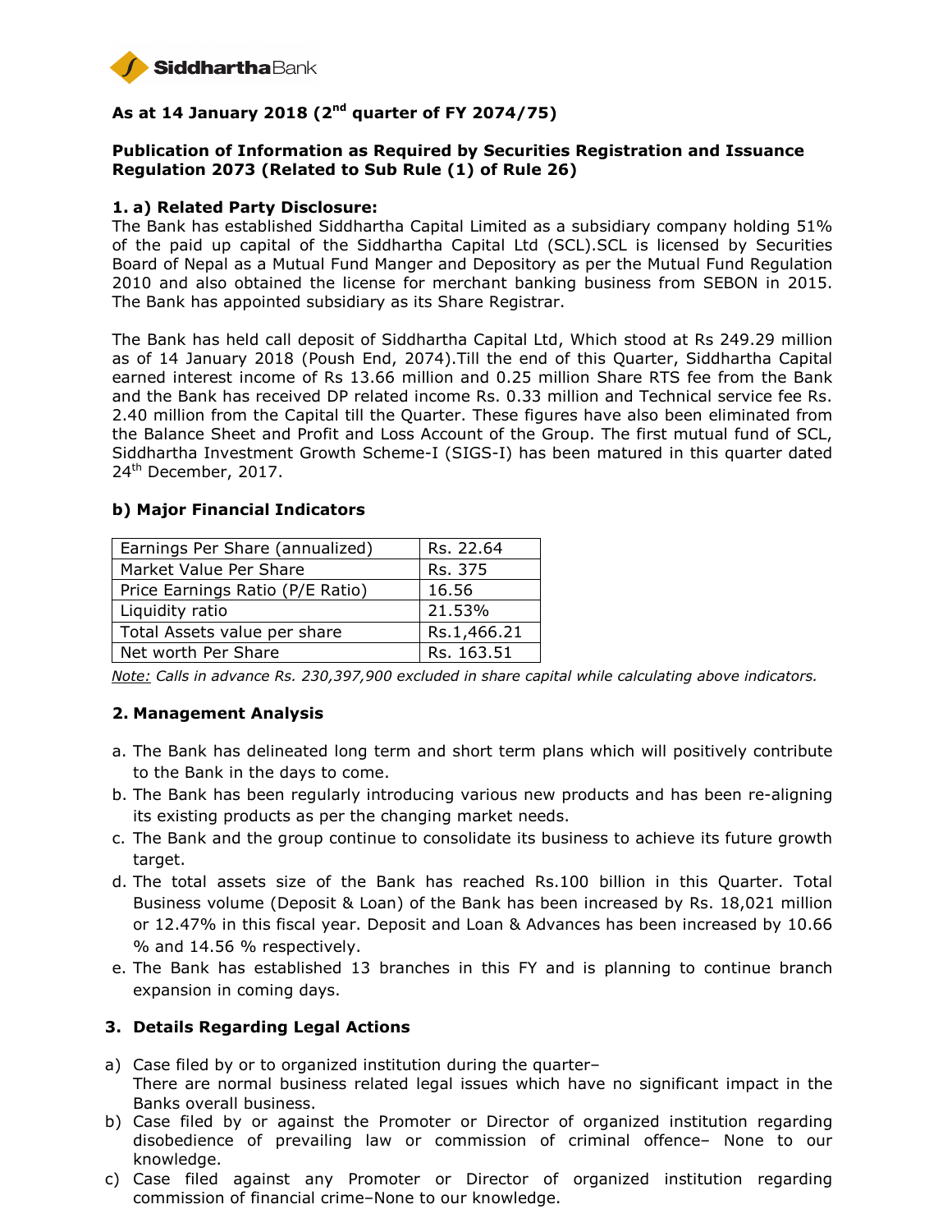**SiddharthaBank**

## As at 14 January 2018 (2nd quarter of FY 2074/75)

### Publication of Information as Required by Securities Registration and Issuance Regulation 2073 (Related to Sub Rule (1) of Rule 26)

### 1. a) Related Party Disclosure:

The Bank has established Siddhartha Capital Limited as a subsidiary company holding 51% of the paid up capital of the Siddhartha Capital Ltd (SCL).SCL is licensed by Securities Board of Nepal as a Mutual Fund Manger and Depository as per the Mutual Fund Regulation 2010 and also obtained the license for merchant banking business from SEBON in 2015. The Bank has appointed subsidiary as its Share Registrar.

The Bank has held call deposit of Siddhartha Capital Ltd, Which stood at Rs 249.29 million as of 14 January 2018 (Poush End, 2074).Till the end of this Quarter, Siddhartha Capital earned interest income of Rs 13.66 million and 0.25 million Share RTS fee from the Bank and the Bank has received DP related income Rs. 0.33 million and Technical service fee Rs. 2.40 million from the Capital till the Quarter. These figures have also been eliminated from the Balance Sheet and Profit and Loss Account of the Group. The first mutual fund of SCL, Siddhartha Investment Growth Scheme-I (SIGS-I) has been matured in this quarter dated 24th December, 2017.

### b) Major Financial Indicators

| | |
|---|---|
| Earnings Per Share (annualized) | Rs. 22.64 |
| Market Value Per Share | Rs. 375 |
| Price Earnings Ratio (P/E Ratio) | 16.56 |
| Liquidity ratio | 21.53% |
| Total Assets value per share | Rs.1,466.21 |
| Net worth Per Share | Rs. 163.51 |

*Note: Calls in advance Rs. 230,397,900 excluded in share capital while calculating above indicators.*

### 2. Management Analysis

a. The Bank has delineated long term and short term plans which will positively contribute to the Bank in the days to come.
b. The Bank has been regularly introducing various new products and has been re-aligning its existing products as per the changing market needs.
c. The Bank and the group continue to consolidate its business to achieve its future growth target.
d. The total assets size of the Bank has reached Rs.100 billion in this Quarter. Total Business volume (Deposit & Loan) of the Bank has been increased by Rs. 18,021 million or 12.47% in this fiscal year. Deposit and Loan & Advances has been increased by 10.66 % and 14.56 % respectively.
e. The Bank has established 13 branches in this FY and is planning to continue branch expansion in coming days.

### 3. Details Regarding Legal Actions

a) Case filed by or to organized institution during the quarter–
There are normal business related legal issues which have no significant impact in the Banks overall business.
b) Case filed by or against the Promoter or Director of organized institution regarding disobedience of prevailing law or commission of criminal offence– None to our knowledge.
c) Case filed against any Promoter or Director of organized institution regarding commission of financial crime–None to our knowledge.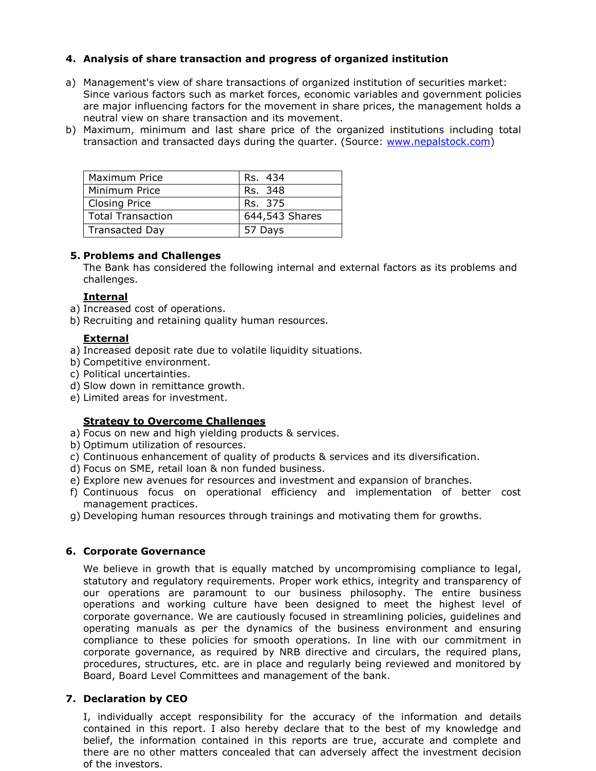## 4. Analysis of share transaction and progress of organized institution

a) Management's view of share transactions of organized institution of securities market: Since various factors such as market forces, economic variables and government policies are major influencing factors for the movement in share prices, the management holds a neutral view on share transaction and its movement.

b) Maximum, minimum and last share price of the organized institutions including total transaction and transacted days during the quarter. (Source: www.nepalstock.com)

| | |
|---|---|
| Maximum Price | Rs. 434 |
| Minimum Price | Rs. 348 |
| Closing Price | Rs. 375 |
| Total Transaction | 644,543 Shares |
| Transacted Day | 57 Days |

## 5. Problems and Challenges

The Bank has considered the following internal and external factors as its problems and challenges.

**Internal**

a) Increased cost of operations.
b) Recruiting and retaining quality human resources.

**External**

a) Increased deposit rate due to volatile liquidity situations.
b) Competitive environment.
c) Political uncertainties.
d) Slow down in remittance growth.
e) Limited areas for investment.

**Strategy to Overcome Challenges**

a) Focus on new and high yielding products & services.
b) Optimum utilization of resources.
c) Continuous enhancement of quality of products & services and its diversification.
d) Focus on SME, retail loan & non funded business.
e) Explore new avenues for resources and investment and expansion of branches.
f) Continuous focus on operational efficiency and implementation of better cost management practices.
g) Developing human resources through trainings and motivating them for growths.

## 6. Corporate Governance

We believe in growth that is equally matched by uncompromising compliance to legal, statutory and regulatory requirements. Proper work ethics, integrity and transparency of our operations are paramount to our business philosophy. The entire business operations and working culture have been designed to meet the highest level of corporate governance. We are cautiously focused in streamlining policies, guidelines and operating manuals as per the dynamics of the business environment and ensuring compliance to these policies for smooth operations. In line with our commitment in corporate governance, as required by NRB directive and circulars, the required plans, procedures, structures, etc. are in place and regularly being reviewed and monitored by Board, Board Level Committees and management of the bank.

## 7. Declaration by CEO

I, individually accept responsibility for the accuracy of the information and details contained in this report. I also hereby declare that to the best of my knowledge and belief, the information contained in this reports are true, accurate and complete and there are no other matters concealed that can adversely affect the investment decision of the investors.